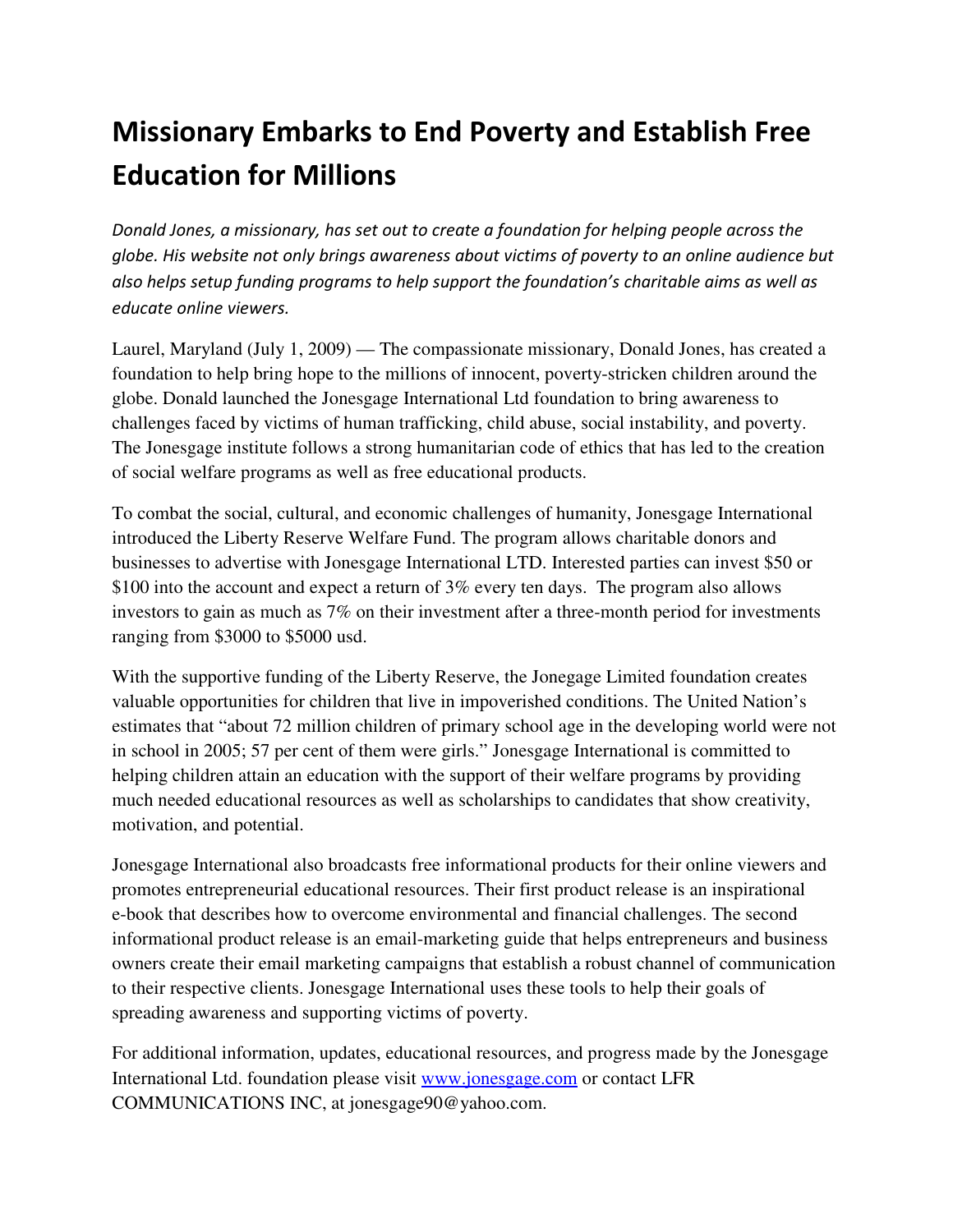# Missionary Embarks to End Poverty and Establish Free Education for Millions

*Donald Jones, a missionary, has set out to create a foundation for helping people across the globe. His website not only brings awareness about victims of poverty to an online audience but also helps setup funding programs to help support the foundation's charitable aims as well as educate online viewers.*

Laurel, Maryland (July 1, 2009) — The compassionate missionary, Donald Jones, has created a foundation to help bring hope to the millions of innocent, poverty-stricken children around the globe. Donald launched the Jonesgage International Ltd foundation to bring awareness to challenges faced by victims of human trafficking, child abuse, social instability, and poverty. The Jonesgage institute follows a strong humanitarian code of ethics that has led to the creation of social welfare programs as well as free educational products.

To combat the social, cultural, and economic challenges of humanity, Jonesgage International introduced the Liberty Reserve Welfare Fund. The program allows charitable donors and businesses to advertise with Jonesgage International LTD. Interested parties can invest $50 or $100 into the account and expect a return of 3% every ten days. The program also allows investors to gain as much as 7% on their investment after a three-month period for investments ranging from $3000 to $5000 usd.

With the supportive funding of the Liberty Reserve, the Jonegage Limited foundation creates valuable opportunities for children that live in impoverished conditions. The United Nation's estimates that "about 72 million children of primary school age in the developing world were not in school in 2005; 57 per cent of them were girls." Jonesgage International is committed to helping children attain an education with the support of their welfare programs by providing much needed educational resources as well as scholarships to candidates that show creativity, motivation, and potential.

Jonesgage International also broadcasts free informational products for their online viewers and promotes entrepreneurial educational resources. Their first product release is an inspirational e-book that describes how to overcome environmental and financial challenges. The second informational product release is an email-marketing guide that helps entrepreneurs and business owners create their email marketing campaigns that establish a robust channel of communication to their respective clients. Jonesgage International uses these tools to help their goals of spreading awareness and supporting victims of poverty.

For additional information, updates, educational resources, and progress made by the Jonesgage International Ltd. foundation please visit [www.jonesgage.com](http://www.jonesgage.com) or contact LFR COMMUNICATIONS INC, at jonesgage90@yahoo.com.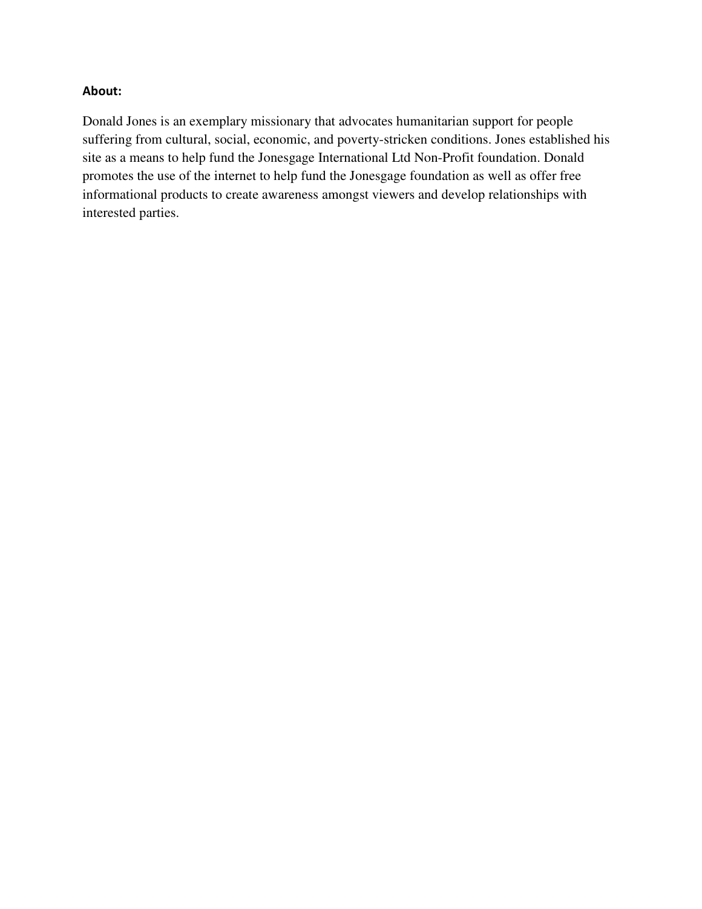**About:**

Donald Jones is an exemplary missionary that advocates humanitarian support for people suffering from cultural, social, economic, and poverty-stricken conditions. Jones established his site as a means to help fund the Jonesgage International Ltd Non-Profit foundation. Donald promotes the use of the internet to help fund the Jonesgage foundation as well as offer free informational products to create awareness amongst viewers and develop relationships with interested parties.